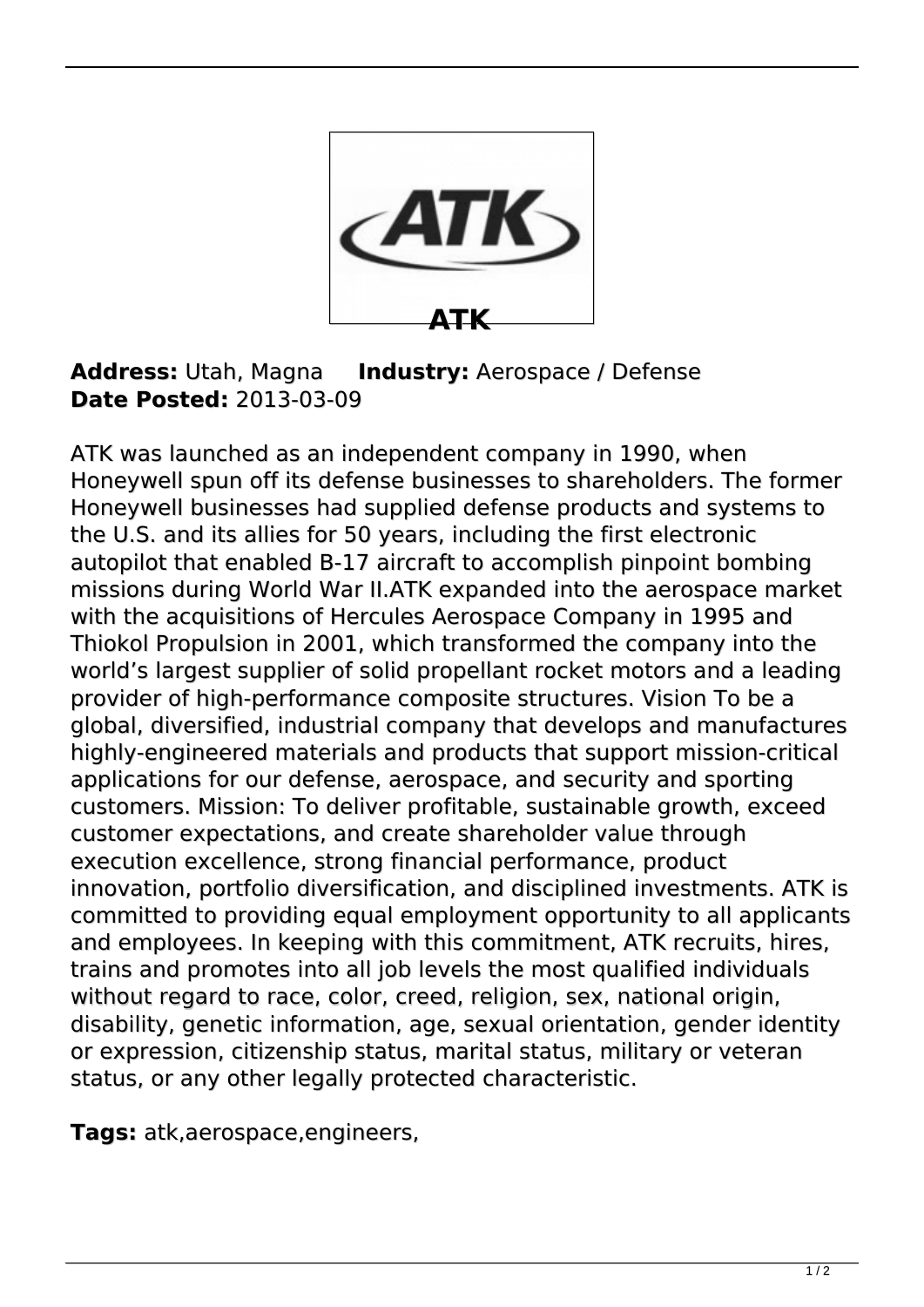# ATK

**Address:** Utah, Magna **Industry:** Aerospace / Defense
**Date Posted:** 2013-03-09

ATK was launched as an independent company in 1990, when Honeywell spun off its defense businesses to shareholders. The former Honeywell businesses had supplied defense products and systems to the U.S. and its allies for 50 years, including the first electronic autopilot that enabled B-17 aircraft to accomplish pinpoint bombing missions during World War II.ATK expanded into the aerospace market with the acquisitions of Hercules Aerospace Company in 1995 and Thiokol Propulsion in 2001, which transformed the company into the world's largest supplier of solid propellant rocket motors and a leading provider of high-performance composite structures. Vision To be a global, diversified, industrial company that develops and manufactures highly-engineered materials and products that support mission-critical applications for our defense, aerospace, and security and sporting customers. Mission: To deliver profitable, sustainable growth, exceed customer expectations, and create shareholder value through execution excellence, strong financial performance, product innovation, portfolio diversification, and disciplined investments. ATK is committed to providing equal employment opportunity to all applicants and employees. In keeping with this commitment, ATK recruits, hires, trains and promotes into all job levels the most qualified individuals without regard to race, color, creed, religion, sex, national origin, disability, genetic information, age, sexual orientation, gender identity or expression, citizenship status, marital status, military or veteran status, or any other legally protected characteristic.

**Tags:** atk,aerospace,engineers,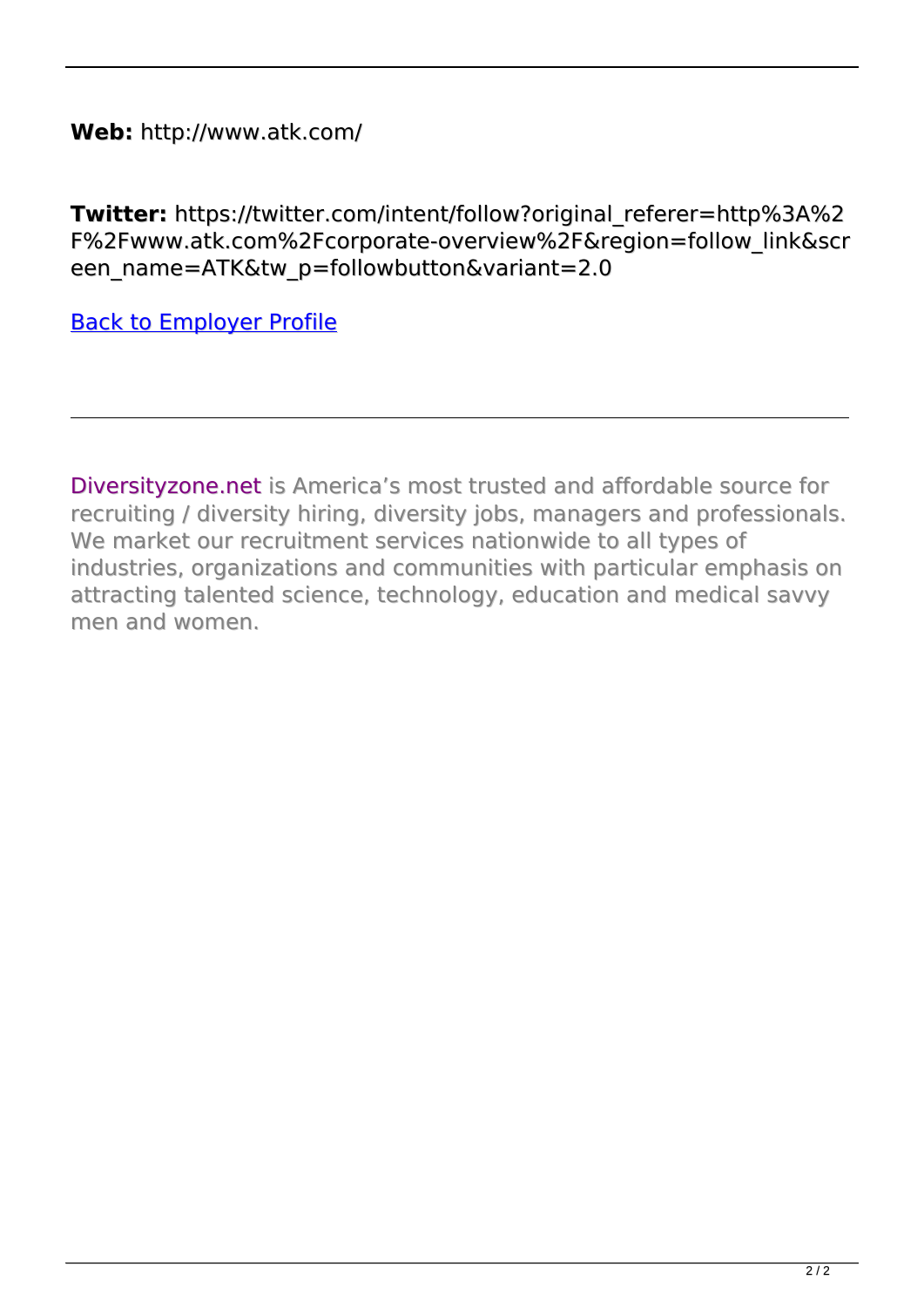**Web:** http://www.atk.com/

**Twitter:** https://twitter.com/intent/follow?original_referer=http%3A%2F%2Fwww.atk.com%2Fcorporate-overview%2F&region=follow_link&screen_name=ATK&tw_p=followbutton&variant=2.0

[Back to Employer Profile]

---

Diversityzone.net is America's most trusted and affordable source for recruiting / diversity hiring, diversity jobs, managers and professionals. We market our recruitment services nationwide to all types of industries, organizations and communities with particular emphasis on attracting talented science, technology, education and medical savvy men and women.